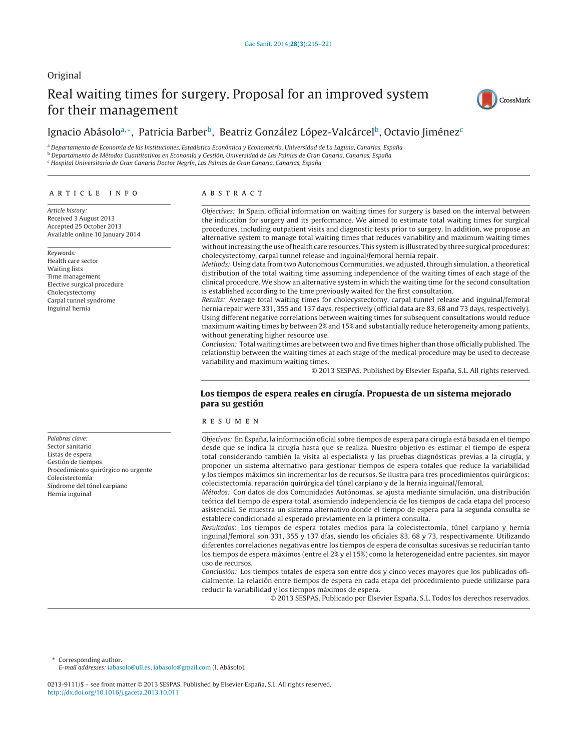Original

# Real waiting times for surgery. Proposal for an improved system for their management

Ignacio Abásolo[a,*], Patricia Barber[b], Beatriz González López-Valcárcel[b], Octavio Jiménez[c]

[a] Departamento de Economía de las Instituciones, Estadística Económica y Econometría, Universidad de La Laguna, Canarias, España
[b] Departamento de Métodos Cuantitativos en Economía y Gestión, Universidad de Las Palmas de Gran Canaria, Canarias, España
[c] Hospital Universitario de Gran Canaria Doctor Negrín, Las Palmas de Gran Canaria, Canarias, España

## ARTICLE INFO

*Article history:*
Received 3 August 2013
Accepted 25 October 2013
Available online 10 January 2014

*Keywords:*
Health care sector
Waiting lists
Time management
Elective surgical procedure
Cholecystectomy
Carpal tunnel syndrome
Inguinal hernia

## ABSTRACT

*Objectives:* In Spain, official information on waiting times for surgery is based on the interval between the indication for surgery and its performance. We aimed to estimate total waiting times for surgical procedures, including outpatient visits and diagnostic tests prior to surgery. In addition, we propose an alternative system to manage total waiting times that reduces variability and maximum waiting times without increasing the use of health care resources. This system is illustrated by three surgical procedures: cholecystectomy, carpal tunnel release and inguinal/femoral hernia repair.

*Methods:* Using data from two Autonomous Communities, we adjusted, through simulation, a theoretical distribution of the total waiting time assuming independence of the waiting times of each stage of the clinical procedure. We show an alternative system in which the waiting time for the second consultation is established according to the time previously waited for the first consultation.

*Results:* Average total waiting times for cholecystectomy, carpal tunnel release and inguinal/femoral hernia repair were 331, 355 and 137 days, respectively (official data are 83, 68 and 73 days, respectively). Using different negative correlations between waiting times for subsequent consultations would reduce maximum waiting times by between 2% and 15% and substantially reduce heterogeneity among patients, without generating higher resource use.

*Conclusion:* Total waiting times are between two and five times higher than those officially published. The relationship between the waiting times at each stage of the medical procedure may be used to decrease variability and maximum waiting times.

© 2013 SESPAS. Published by Elsevier España, S.L. All rights reserved.

## Los tiempos de espera reales en cirugía. Propuesta de un sistema mejorado para su gestión

*Palabras clave:*
Sector sanitario
Listas de espera
Gestión de tiempos
Procedimiento quirúrgico no urgente
Colecistectomía
Síndrome del túnel carpiano
Hernia inguinal

## RESUMEN

*Objetivos:* En España, la información oficial sobre tiempos de espera para cirugía está basada en el tiempo desde que se indica la cirugía hasta que se realiza. Nuestro objetivo es estimar el tiempo de espera total considerando también la visita al especialista y las pruebas diagnósticas previas a la cirugía, y proponer un sistema alternativo para gestionar tiempos de espera totales que reduce la variabilidad y los tiempos máximos sin incrementar los de recursos. Se ilustra para tres procedimientos quirúrgicos: colecistectomía, reparación quirúrgica del túnel carpiano y de la hernia inguinal/femoral.

*Métodos:* Con datos de dos Comunidades Autónomas, se ajusta mediante simulación, una distribución teórica del tiempo de espera total, asumiendo independencia de los tiempos de cada etapa del proceso asistencial. Se muestra un sistema alternativo donde el tiempo de espera para la segunda consulta se establece condicionado al esperado previamente en la primera consulta.

*Resultados:* Los tiempos de espera totales medios para la colecistectomía, túnel carpiano y hernia inguinal/femoral son 331, 355 y 137 días, siendo los oficiales 83, 68 y 73, respectivamente. Utilizando diferentes correlaciones negativas entre los tiempos de espera de consultas sucesivas se reducirían tanto los tiempos de espera máximos (entre el 2% y el 15%) como la heterogeneidad entre pacientes, sin mayor uso de recursos.

*Conclusión:* Los tiempos totales de espera son entre dos y cinco veces mayores que los publicados oficialmente. La relación entre tiempos de espera en cada etapa del procedimiento puede utilizarse para reducir la variabilidad y los tiempos máximos de espera.

© 2013 SESPAS. Publicado por Elsevier España, S.L. Todos los derechos reservados.

\* Corresponding author.
*E-mail addresses:* iabasolo@ull.es, iabasolo@gmail.com (I. Abásolo).

0213-9111/$ – see front matter © 2013 SESPAS. Published by Elsevier España, S.L. All rights reserved.
http://dx.doi.org/10.1016/j.gaceta.2013.10.011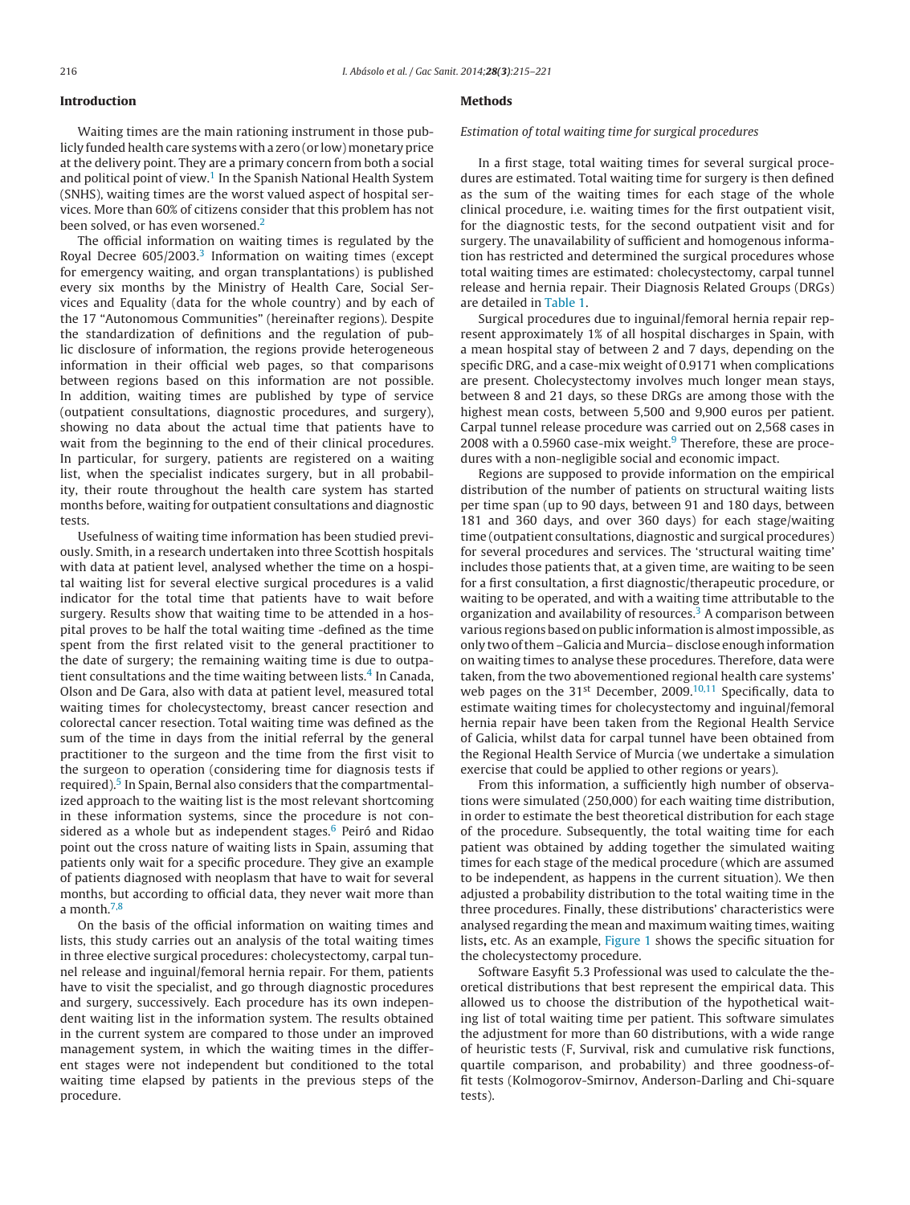## Introduction

Waiting times are the main rationing instrument in those publicly funded health care systems with a zero (or low) monetary price at the delivery point. They are a primary concern from both a social and political point of view.[1] In the Spanish National Health System (SNHS), waiting times are the worst valued aspect of hospital services. More than 60% of citizens consider that this problem has not been solved, or has even worsened.[2]

The official information on waiting times is regulated by the Royal Decree 605/2003.[3] Information on waiting times (except for emergency waiting, and organ transplantations) is published every six months by the Ministry of Health Care, Social Services and Equality (data for the whole country) and by each of the 17 "Autonomous Communities" (hereinafter regions). Despite the standardization of definitions and the regulation of public disclosure of information, the regions provide heterogeneous information in their official web pages, so that comparisons between regions based on this information are not possible. In addition, waiting times are published by type of service (outpatient consultations, diagnostic procedures, and surgery), showing no data about the actual time that patients have to wait from the beginning to the end of their clinical procedures. In particular, for surgery, patients are registered on a waiting list, when the specialist indicates surgery, but in all probability, their route throughout the health care system has started months before, waiting for outpatient consultations and diagnostic tests.

Usefulness of waiting time information has been studied previously. Smith, in a research undertaken into three Scottish hospitals with data at patient level, analysed whether the time on a hospital waiting list for several elective surgical procedures is a valid indicator for the total time that patients have to wait before surgery. Results show that waiting time to be attended in a hospital proves to be half the total waiting time -defined as the time spent from the first related visit to the general practitioner to the date of surgery; the remaining waiting time is due to outpatient consultations and the time waiting between lists.[4] In Canada, Olson and De Gara, also with data at patient level, measured total waiting times for cholecystectomy, breast cancer resection and colorectal cancer resection. Total waiting time was defined as the sum of the time in days from the initial referral by the general practitioner to the surgeon and the time from the first visit to the surgeon to operation (considering time for diagnosis tests if required).[5] In Spain, Bernal also considers that the compartmentalized approach to the waiting list is the most relevant shortcoming in these information systems, since the procedure is not considered as a whole but as independent stages.[6] Peiró and Ridao point out the cross nature of waiting lists in Spain, assuming that patients only wait for a specific procedure. They give an example of patients diagnosed with neoplasm that have to wait for several months, but according to official data, they never wait more than a month.[7,8]

On the basis of the official information on waiting times and lists, this study carries out an analysis of the total waiting times in three elective surgical procedures: cholecystectomy, carpal tunnel release and inguinal/femoral hernia repair. For them, patients have to visit the specialist, and go through diagnostic procedures and surgery, successively. Each procedure has its own independent waiting list in the information system. The results obtained in the current system are compared to those under an improved management system, in which the waiting times in the different stages were not independent but conditioned to the total waiting time elapsed by patients in the previous steps of the procedure.

## Methods

### *Estimation of total waiting time for surgical procedures*

In a first stage, total waiting times for several surgical procedures are estimated. Total waiting time for surgery is then defined as the sum of the waiting times for each stage of the whole clinical procedure, i.e. waiting times for the first outpatient visit, for the diagnostic tests, for the second outpatient visit and for surgery. The unavailability of sufficient and homogenous information has restricted and determined the surgical procedures whose total waiting times are estimated: cholecystectomy, carpal tunnel release and hernia repair. Their Diagnosis Related Groups (DRGs) are detailed in Table 1.

Surgical procedures due to inguinal/femoral hernia repair represent approximately 1% of all hospital discharges in Spain, with a mean hospital stay of between 2 and 7 days, depending on the specific DRG, and a case-mix weight of 0.9171 when complications are present. Cholecystectomy involves much longer mean stays, between 8 and 21 days, so these DRGs are among those with the highest mean costs, between 5,500 and 9,900 euros per patient. Carpal tunnel release procedure was carried out on 2,568 cases in 2008 with a 0.5960 case-mix weight.[9] Therefore, these are procedures with a non-negligible social and economic impact.

Regions are supposed to provide information on the empirical distribution of the number of patients on structural waiting lists per time span (up to 90 days, between 91 and 180 days, between 181 and 360 days, and over 360 days) for each stage/waiting time (outpatient consultations, diagnostic and surgical procedures) for several procedures and services. The 'structural waiting time' includes those patients that, at a given time, are waiting to be seen for a first consultation, a first diagnostic/therapeutic procedure, or waiting to be operated, and with a waiting time attributable to the organization and availability of resources.[3] A comparison between various regions based on public information is almost impossible, as only two of them –Galicia and Murcia– disclose enough information on waiting times to analyse these procedures. Therefore, data were taken, from the two abovementioned regional health care systems' web pages on the 31st December, 2009.[10,11] Specifically, data to estimate waiting times for cholecystectomy and inguinal/femoral hernia repair have been taken from the Regional Health Service of Galicia, whilst data for carpal tunnel have been obtained from the Regional Health Service of Murcia (we undertake a simulation exercise that could be applied to other regions or years).

From this information, a sufficiently high number of observations were simulated (250,000) for each waiting time distribution, in order to estimate the best theoretical distribution for each stage of the procedure. Subsequently, the total waiting time for each patient was obtained by adding together the simulated waiting times for each stage of the medical procedure (which are assumed to be independent, as happens in the current situation). We then adjusted a probability distribution to the total waiting time in the three procedures. Finally, these distributions' characteristics were analysed regarding the mean and maximum waiting times, waiting lists, etc. As an example, Figure 1 shows the specific situation for the cholecystectomy procedure.

Software Easyfit 5.3 Professional was used to calculate the theoretical distributions that best represent the empirical data. This allowed us to choose the distribution of the hypothetical waiting list of total waiting time per patient. This software simulates the adjustment for more than 60 distributions, with a wide range of heuristic tests (F, Survival, risk and cumulative risk functions, quartile comparison, and probability) and three goodness-of-fit tests (Kolmogorov-Smirnov, Anderson-Darling and Chi-square tests).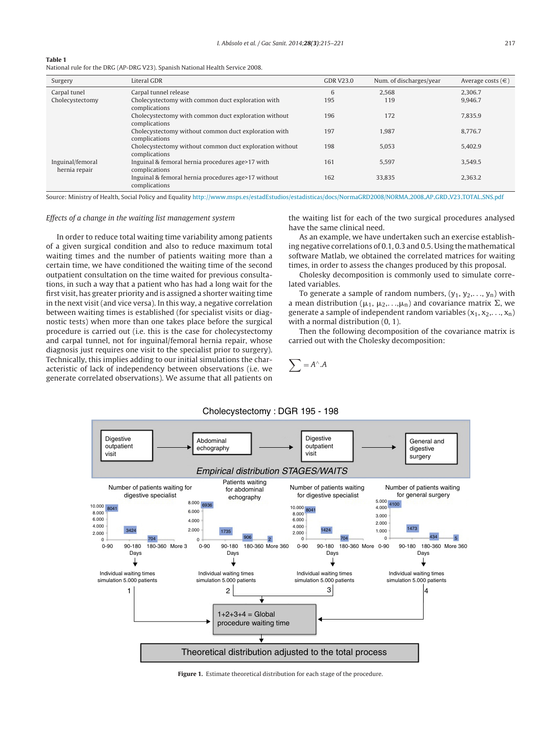**Table 1**
National rule for the DRG (AP-DRG V23). Spanish National Health Service 2008.

| Surgery | Literal GDR | GDR V23.0 | Num. of discharges/year | Average costs (€) |
|---|---|---|---|---|
| Carpal tunel | Carpal tunnel release | 6 | 2,568 | 2,306.7 |
| Cholecystectomy | Cholecystectomy with common duct exploration with complications | 195 | 119 | 9,946.7 |
| | Cholecystectomy with common duct exploration without complications | 196 | 172 | 7,835.9 |
| | Cholecystectomy without common duct exploration with complications | 197 | 1,987 | 8,776.7 |
| | Cholecystectomy without common duct exploration without complications | 198 | 5,053 | 5,402.9 |
| Inguinal/femoral hernia repair | Inguinal & femoral hernia procedures age>17 with complications | 161 | 5,597 | 3,549.5 |
| | Inguinal & femoral hernia procedures age>17 without complications | 162 | 33,835 | 2,363.2 |

Source: Ministry of Health, Social Policy and Equality http://www.msps.es/estadEstudios/estadisticas/docs/NormaGRD2008/NORMA_2008_AP_GRD_V23_TOTAL_SNS.pdf

*Effects of a change in the waiting list management system*

In order to reduce total waiting time variability among patients of a given surgical condition and also to reduce maximum total waiting times and the number of patients waiting more than a certain time, we have conditioned the waiting time of the second outpatient consultation on the time waited for previous consultations, in such a way that a patient who has had a long wait for the first visit, has greater priority and is assigned a shorter waiting time in the next visit (and vice versa). In this way, a negative correlation between waiting times is established (for specialist visits or diagnostic tests) when more than one takes place before the surgical procedure is carried out (i.e. this is the case for cholecystectomy and carpal tunnel, not for inguinal/femoral hernia repair, whose diagnosis just requires one visit to the specialist prior to surgery). Technically, this implies adding to our initial simulations the characteristic of lack of independency between observations (i.e. we generate correlated observations). We assume that all patients on the waiting list for each of the two surgical procedures analysed have the same clinical need.

As an example, we have undertaken such an exercise establishing negative correlations of 0.1, 0.3 and 0.5. Using the mathematical software Matlab, we obtained the correlated matrices for waiting times, in order to assess the changes produced by this proposal.

Cholesky decomposition is commonly used to simulate correlated variables.

To generate a sample of random numbers, $(y_1, y_2, \ldots, y_n)$ with a mean distribution $(\mu_1, \mu_2, \ldots, \mu_n)$ and covariance matrix $\Sigma$, we generate a sample of independent random variables $(x_1, x_2, \ldots, x_n)$ with a normal distribution (0, 1).

Then the following decomposition of the covariance matrix is carried out with the Cholesky decomposition:

$$\sum = A^{\wedge}.A$$

Cholecystectomy : DGR 195 - 198

Digestive outpatient visit → Abdominal echography → Digestive outpatient visit → General and digestive surgery

Empirical distribution STAGES/WAITS

Number of patients waiting for digestive specialist
10.000
8.000
6.000
4.000
2.000
0
8041
3424
704
0-90 90-180 180-360 More 3
Days

Patients waiting for abdominal echography
8.000
6.000
4.000
2.000
0
6936
1735
906
2
0-90 90-180 180-360 More 360
Days

Number of patients waiting for digestive specialist
10.000
8.000
6.000
4.000
2.000
0
8041
1424
704
0-90 90-180 180-360 More
Days

Number of patients waiting for general surgery
5.000
4.000
3.000
2.000
1.000
0
4100
1473
434
5
0-90 90-180 180-360 More 360
Days

Individual waiting times simulation 5.000 patients 1

Individual waiting times simulation 5.000 patients 2

Individual waiting times simulation 5.000 patients 3

Individual waiting times simulation 5.000 patients 4

1+2+3+4 = Global procedure waiting time

Theoretical distribution adjusted to the total process

**Figure 1.** Estimate theoretical distribution for each stage of the procedure.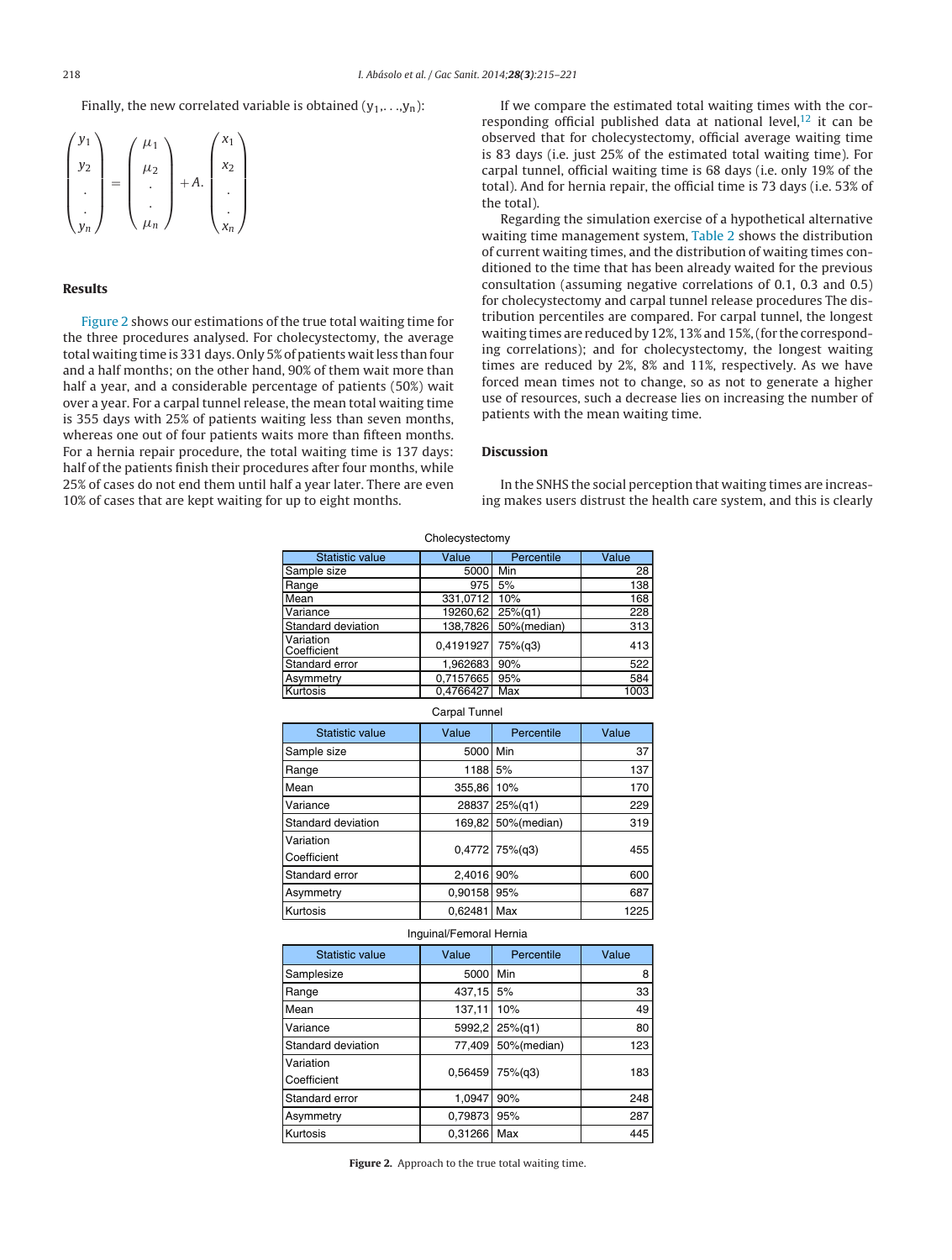Finally, the new correlated variable is obtained ($y_1,...,y_n$):

$$\begin{pmatrix} y_1 \\ y_2 \\ . \\ . \\ y_n \end{pmatrix} = \begin{pmatrix} \mu_1 \\ \mu_2 \\ . \\ . \\ \mu_n \end{pmatrix} + A. \begin{pmatrix} x_1 \\ x_2 \\ . \\ . \\ x_n \end{pmatrix}$$

## Results

Figure 2 shows our estimations of the true total waiting time for the three procedures analysed. For cholecystectomy, the average total waiting time is 331 days. Only 5% of patients wait less than four and a half months; on the other hand, 90% of them wait more than half a year, and a considerable percentage of patients (50%) wait over a year. For a carpal tunnel release, the mean total waiting time is 355 days with 25% of patients waiting less than seven months, whereas one out of four patients waits more than fifteen months. For a hernia repair procedure, the total waiting time is 137 days: half of the patients finish their procedures after four months, while 25% of cases do not end them until half a year later. There are even 10% of cases that are kept waiting for up to eight months.

If we compare the estimated total waiting times with the corresponding official published data at national level,[12] it can be observed that for cholecystectomy, official average waiting time is 83 days (i.e. just 25% of the estimated total waiting time). For carpal tunnel, official waiting time is 68 days (i.e. only 19% of the total). And for hernia repair, the official time is 73 days (i.e. 53% of the total).

Regarding the simulation exercise of a hypothetical alternative waiting time management system, Table 2 shows the distribution of current waiting times, and the distribution of waiting times conditioned to the time that has been already waited for the previous consultation (assuming negative correlations of 0.1, 0.3 and 0.5) for cholecystectomy and carpal tunnel release procedures The distribution percentiles are compared. For carpal tunnel, the longest waiting times are reduced by 12%, 13% and 15%, (for the corresponding correlations); and for cholecystectomy, the longest waiting times are reduced by 2%, 8% and 11%, respectively. As we have forced mean times not to change, so as not to generate a higher use of resources, such a decrease lies on increasing the number of patients with the mean waiting time.

## Discussion

In the SNHS the social perception that waiting times are increasing makes users distrust the health care system, and this is clearly

Cholecystectomy

| Statistic value | Value | Percentile | Value |
|---|---|---|---|
| Sample size | 5000 | Min | 28 |
| Range | 975 | 5% | 138 |
| Mean | 331,0712 | 10% | 168 |
| Variance | 19260,62 | 25%(q1) | 228 |
| Standard deviation | 138,7826 | 50%(median) | 313 |
| Variation Coefficient | 0,4191927 | 75%(q3) | 413 |
| Standard error | 1,962683 | 90% | 522 |
| Asymmetry | 0,7157665 | 95% | 584 |
| Kurtosis | 0,4766427 | Max | 1003 |

Carpal Tunnel

| Statistic value | Value | Percentile | Value |
|---|---|---|---|
| Sample size | 5000 | Min | 37 |
| Range | 1188 | 5% | 137 |
| Mean | 355,86 | 10% | 170 |
| Variance | 28837 | 25%(q1) | 229 |
| Standard deviation | 169,82 | 50%(median) | 319 |
| Variation Coefficient | 0,4772 | 75%(q3) | 455 |
| Standard error | 2,4016 | 90% | 600 |
| Asymmetry | 0,90158 | 95% | 687 |
| Kurtosis | 0,62481 | Max | 1225 |

Inguinal/Femoral Hernia

| Statistic value | Value | Percentile | Value |
|---|---|---|---|
| Samplesize | 5000 | Min | 8 |
| Range | 437,15 | 5% | 33 |
| Mean | 137,11 | 10% | 49 |
| Variance | 5992,2 | 25%(q1) | 80 |
| Standard deviation | 77,409 | 50%(median) | 123 |
| Variation Coefficient | 0,56459 | 75%(q3) | 183 |
| Standard error | 1,0947 | 90% | 248 |
| Asymmetry | 0,79873 | 95% | 287 |
| Kurtosis | 0,31266 | Max | 445 |

**Figure 2.** Approach to the true total waiting time.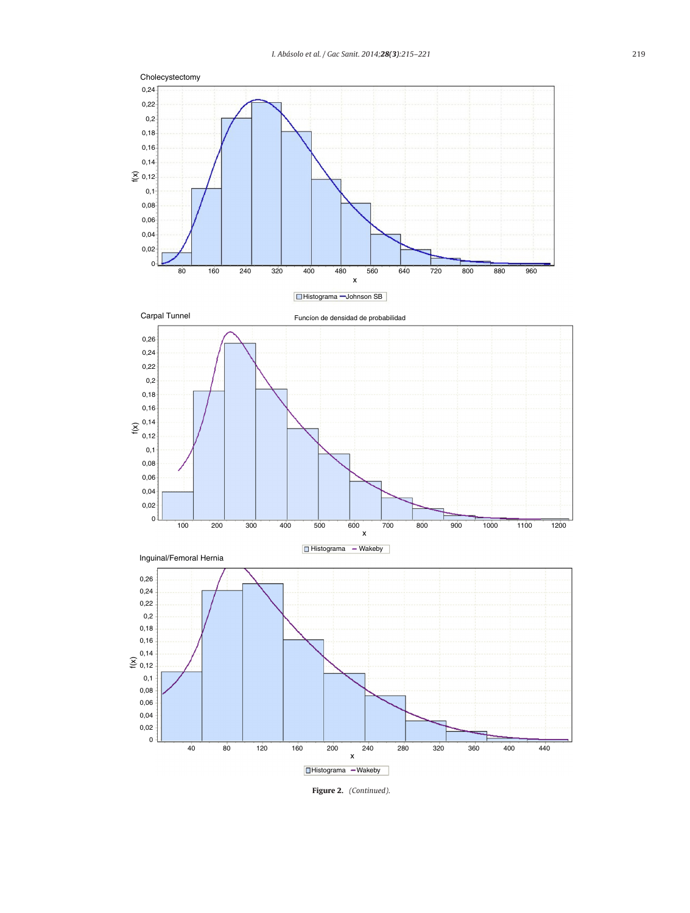Cholecystectomy

0,24
0,22
0,2
0,18
0,16
0,14
0,12
0,1
0,08
0,06
0,04
0,02
0

f(x)

80 160 240 320 400 480 560 640 720 800 880 960

x

Histograma Johnson SB

Carpal Tunnel

Funcíon de densidad de probabilidad

0,26
0,24
0,22
0,2
0,18
0,16
0,14
0,12
0,1
0,08
0,06
0,04
0,02
0

f(x)

100 200 300 400 500 600 700 800 900 1000 1100 1200

x

Histograma Wakeby

Inguinal/Femoral Hernia

0,26
0,24
0,22
0,2
0,18
0,16
0,14
0,12
0,1
0,08
0,06
0,04
0,02
0

f(x)

40 80 120 160 200 240 280 320 360 400 440

x

Histograma Wakeby

**Figure 2.** *(Continued).*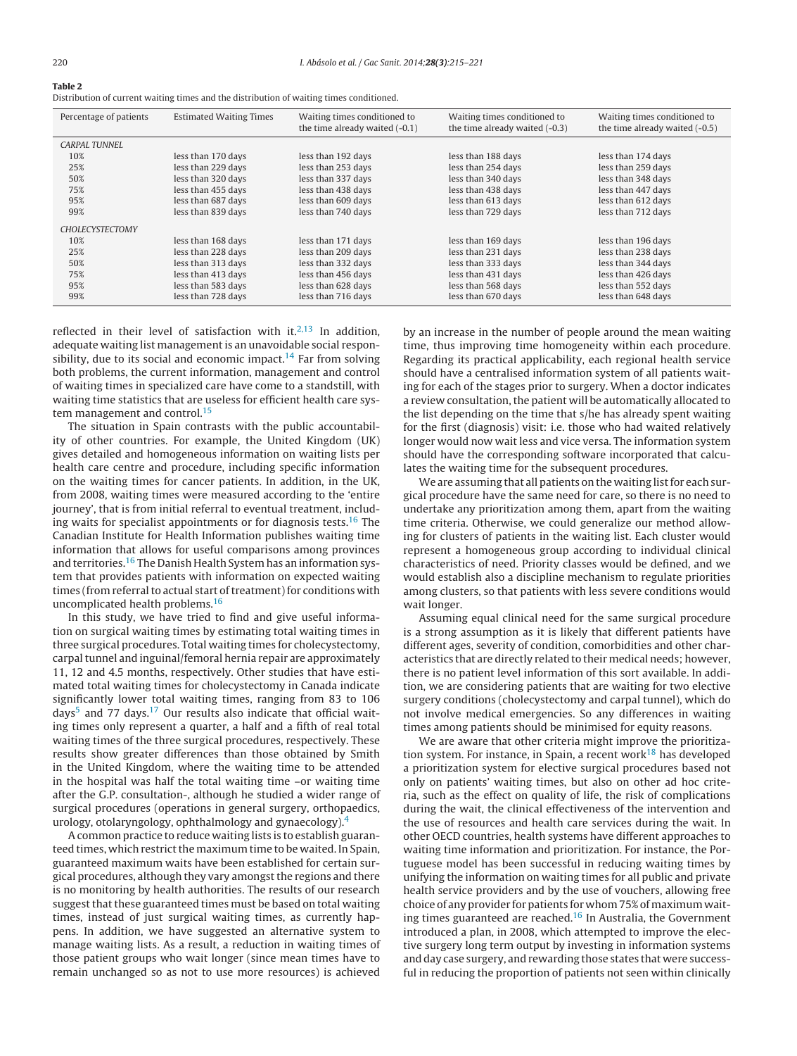**Table 2**
Distribution of current waiting times and the distribution of waiting times conditioned.

| Percentage of patients | Estimated Waiting Times | Waiting times conditioned to the time already waited (-0.1) | Waiting times conditioned to the time already waited (-0.3) | Waiting times conditioned to the time already waited (-0.5) |
|---|---|---|---|---|
| *CARPAL TUNNEL* | | | | |
| 10% | less than 170 days | less than 192 days | less than 188 days | less than 174 days |
| 25% | less than 229 days | less than 253 days | less than 254 days | less than 259 days |
| 50% | less than 320 days | less than 337 days | less than 340 days | less than 348 days |
| 75% | less than 455 days | less than 438 days | less than 438 days | less than 447 days |
| 95% | less than 687 days | less than 609 days | less than 613 days | less than 612 days |
| 99% | less than 839 days | less than 740 days | less than 729 days | less than 712 days |
| *CHOLECYSTECTOMY* | | | | |
| 10% | less than 168 days | less than 171 days | less than 169 days | less than 196 days |
| 25% | less than 228 days | less than 209 days | less than 231 days | less than 238 days |
| 50% | less than 313 days | less than 332 days | less than 333 days | less than 344 days |
| 75% | less than 413 days | less than 456 days | less than 431 days | less than 426 days |
| 95% | less than 583 days | less than 628 days | less than 568 days | less than 552 days |
| 99% | less than 728 days | less than 716 days | less than 670 days | less than 648 days |

reflected in their level of satisfaction with it.[2,13] In addition, adequate waiting list management is an unavoidable social responsibility, due to its social and economic impact.[14] Far from solving both problems, the current information, management and control of waiting times in specialized care have come to a standstill, with waiting time statistics that are useless for efficient health care system management and control.[15]

The situation in Spain contrasts with the public accountability of other countries. For example, the United Kingdom (UK) gives detailed and homogeneous information on waiting lists per health care centre and procedure, including specific information on the waiting times for cancer patients. In addition, in the UK, from 2008, waiting times were measured according to the 'entire journey', that is from initial referral to eventual treatment, including waits for specialist appointments or for diagnosis tests.[16] The Canadian Institute for Health Information publishes waiting time information that allows for useful comparisons among provinces and territories.[16] The Danish Health System has an information system that provides patients with information on expected waiting times (from referral to actual start of treatment) for conditions with uncomplicated health problems.[16]

In this study, we have tried to find and give useful information on surgical waiting times by estimating total waiting times in three surgical procedures. Total waiting times for cholecystectomy, carpal tunnel and inguinal/femoral hernia repair are approximately 11, 12 and 4.5 months, respectively. Other studies that have estimated total waiting times for cholecystectomy in Canada indicate significantly lower total waiting times, ranging from 83 to 106 days[5] and 77 days.[17] Our results also indicate that official waiting times only represent a quarter, a half and a fifth of real total waiting times of the three surgical procedures, respectively. These results show greater differences than those obtained by Smith in the United Kingdom, where the waiting time to be attended in the hospital was half the total waiting time –or waiting time after the G.P. consultation-, although he studied a wider range of surgical procedures (operations in general surgery, orthopaedics, urology, otolaryngology, ophthalmology and gynaecology).[4]

A common practice to reduce waiting lists is to establish guaranteed times, which restrict the maximum time to be waited. In Spain, guaranteed maximum waits have been established for certain surgical procedures, although they vary amongst the regions and there is no monitoring by health authorities. The results of our research suggest that these guaranteed times must be based on total waiting times, instead of just surgical waiting times, as currently happens. In addition, we have suggested an alternative system to manage waiting lists. As a result, a reduction in waiting times of those patient groups who wait longer (since mean times have to remain unchanged so as not to use more resources) is achieved by an increase in the number of people around the mean waiting time, thus improving time homogeneity within each procedure. Regarding its practical applicability, each regional health service should have a centralised information system of all patients waiting for each of the stages prior to surgery. When a doctor indicates a review consultation, the patient will be automatically allocated to the list depending on the time that s/he has already spent waiting for the first (diagnosis) visit: i.e. those who had waited relatively longer would now wait less and vice versa. The information system should have the corresponding software incorporated that calculates the waiting time for the subsequent procedures.

We are assuming that all patients on the waiting list for each surgical procedure have the same need for care, so there is no need to undertake any prioritization among them, apart from the waiting time criteria. Otherwise, we could generalize our method allowing for clusters of patients in the waiting list. Each cluster would represent a homogeneous group according to individual clinical characteristics of need. Priority classes would be defined, and we would establish also a discipline mechanism to regulate priorities among clusters, so that patients with less severe conditions would wait longer.

Assuming equal clinical need for the same surgical procedure is a strong assumption as it is likely that different patients have different ages, severity of condition, comorbidities and other characteristics that are directly related to their medical needs; however, there is no patient level information of this sort available. In addition, we are considering patients that are waiting for two elective surgery conditions (cholecystectomy and carpal tunnel), which do not involve medical emergencies. So any differences in waiting times among patients should be minimised for equity reasons.

We are aware that other criteria might improve the prioritization system. For instance, in Spain, a recent work[18] has developed a prioritization system for elective surgical procedures based not only on patients' waiting times, but also on other ad hoc criteria, such as the effect on quality of life, the risk of complications during the wait, the clinical effectiveness of the intervention and the use of resources and health care services during the wait. In other OECD countries, health systems have different approaches to waiting time information and prioritization. For instance, the Portuguese model has been successful in reducing waiting times by unifying the information on waiting times for all public and private health service providers and by the use of vouchers, allowing free choice of any provider for patients for whom 75% of maximum waiting times guaranteed are reached.[16] In Australia, the Government introduced a plan, in 2008, which attempted to improve the elective surgery long term output by investing in information systems and day case surgery, and rewarding those states that were successful in reducing the proportion of patients not seen within clinically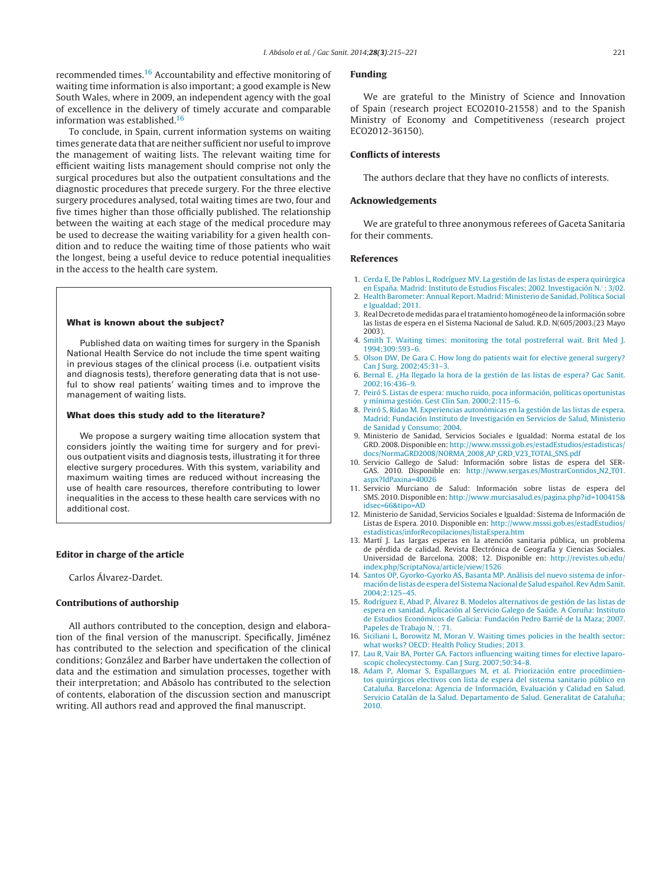recommended times.[16] Accountability and effective monitoring of waiting time information is also important; a good example is New South Wales, where in 2009, an independent agency with the goal of excellence in the delivery of timely accurate and comparable information was established.[16]

To conclude, in Spain, current information systems on waiting times generate data that are neither sufficient nor useful to improve the management of waiting lists. The relevant waiting time for efficient waiting lists management should comprise not only the surgical procedures but also the outpatient consultations and the diagnostic procedures that precede surgery. For the three elective surgery procedures analysed, total waiting times are two, four and five times higher than those officially published. The relationship between the waiting at each stage of the medical procedure may be used to decrease the waiting variability for a given health condition and to reduce the waiting time of those patients who wait the longest, being a useful device to reduce potential inequalities in the access to the health care system.

**What is known about the subject?**

Published data on waiting times for surgery in the Spanish National Health Service do not include the time spent waiting in previous stages of the clinical process (i.e. outpatient visits and diagnosis tests), therefore generating data that is not useful to show real patients' waiting times and to improve the management of waiting lists.

**What does this study add to the literature?**

We propose a surgery waiting time allocation system that considers jointly the waiting time for surgery and for previous outpatient visits and diagnosis tests, illustrating it for three elective surgery procedures. With this system, variability and maximum waiting times are reduced without increasing the use of health care resources, therefore contributing to lower inequalities in the access to these health care services with no additional cost.

## Editor in charge of the article

Carlos Álvarez-Dardet.

## Contributions of authorship

All authors contributed to the conception, design and elaboration of the final version of the manuscript. Specifically, Jiménez has contributed to the selection and specification of the clinical conditions; González and Barber have undertaken the collection of data and the estimation and simulation processes, together with their interpretation; and Abásolo has contributed to the selection of contents, elaboration of the discussion section and manuscript writing. All authors read and approved the final manuscript.

## Funding

We are grateful to the Ministry of Science and Innovation of Spain (research project ECO2010-21558) and to the Spanish Ministry of Economy and Competitiveness (research project ECO2012-36150).

## Conflicts of interests

The authors declare that they have no conflicts of interests.

## Acknowledgements

We are grateful to three anonymous referees of Gaceta Sanitaria for their comments.

## References

1. Cerda E, De Pablos L, Rodríguez MV. La gestión de las listas de espera quirúrgica en España. Madrid: Instituto de Estudios Fiscales; 2002. Investigación N.°: 3/02.
2. Health Barometer: Annual Report. Madrid: Ministerio de Sanidad, Política Social e Igualdad; 2011.
3. Real Decreto de medidas para el tratamiento homogéneo de la información sobre las listas de espera en el Sistema Nacional de Salud. R.D. N(605/2003.(23 Mayo 2003).
4. Smith T. Waiting times: monitoring the total postreferral wait. Brit Med J. 1994;309:593–6.
5. Olson DW, De Gara C. How long do patients wait for elective general surgery? Can J Surg. 2002;45:31–3.
6. Bernal E. ¿Ha llegado la hora de la gestión de las listas de espera? Gac Sanit. 2002;16:436–9.
7. Peiró S. Listas de espera: mucho ruido, poca información, políticas oportunistas y mínima gestión. Gest Clín San. 2000;2:115–6.
8. Peiró S, Ridao M. Experiencias autonómicas en la gestión de las listas de espera. Madrid: Fundación Instituto de Investigación en Servicios de Salud, Ministerio de Sanidad y Consumo; 2004.
9. Ministerio de Sanidad, Servicios Sociales e Igualdad: Norma estatal de los GRD. 2008. Disponible en: http://www.msssi.gob.es/estadEstudios/estadisticas/docs/NormaGRD2008/NORMA_2008_AP_GRD_V23_TOTAL_SNS.pdf
10. Servicio Gallego de Salud: Información sobre listas de espera del SERGAS. 2010. Disponible en: http://www.sergas.es/MostrarContidos_N2_T01.aspx?IdPaxina=40026
11. Servicio Murciano de Salud: Información sobre listas de espera del SMS. 2010. Disponible en: http://www.murciasalud.es/pagina.php?id=100415&idsec=66&tipo=AD
12. Ministerio de Sanidad, Servicios Sociales e Igualdad: Sistema de Información de Listas de Espera. 2010. Disponible en: http://www.msssi.gob.es/estadEstudios/estadisticas/inforRecopilaciones/listaEspera.htm
13. Martí J. Las largas esperas en la atención sanitaria pública, un problema de pérdida de calidad. Revista Electrónica de Geografía y Ciencias Sociales. Universidad de Barcelona. 2008; 12. Disponible en: http://revistes.ub.edu/index.php/ScriptaNova/article/view/1526
14. Santos OP, Gyorko-Gyorko AS, Basanta MP. Análisis del nuevo sistema de información de listas de espera del Sistema Nacional de Salud español. Rev Adm Sanit. 2004;2:125–45.
15. Rodríguez E, Abad P, Álvarez B. Modelos alternativos de gestión de las listas de espera en sanidad. Aplicación al Servicio Galego de Saúde. A Coruña: Instituto de Estudios Económicos de Galicia: Fundación Pedro Barrié de la Maza; 2007. Papeles de Trabajo N.°: 71.
16. Siciliani L, Borowitz M, Moran V. Waiting times policies in the health sector: what works? OECD: Health Policy Studies; 2013.
17. Lau R, Vair BA, Porter GA. Factors influencing waiting times for elective laparoscopic cholecystectomy. Can J Surg. 2007;50:34–8.
18. Adam P, Alomar S, Espallargues M, et al. Priorización entre procedimientos quirúrgicos electivos con lista de espera del sistema sanitario público en Cataluña. Barcelona: Agencia de Información, Evaluación y Calidad en Salud. Servicio Catalán de la Salud. Departamento de Salud. Generalitat de Cataluña; 2010.